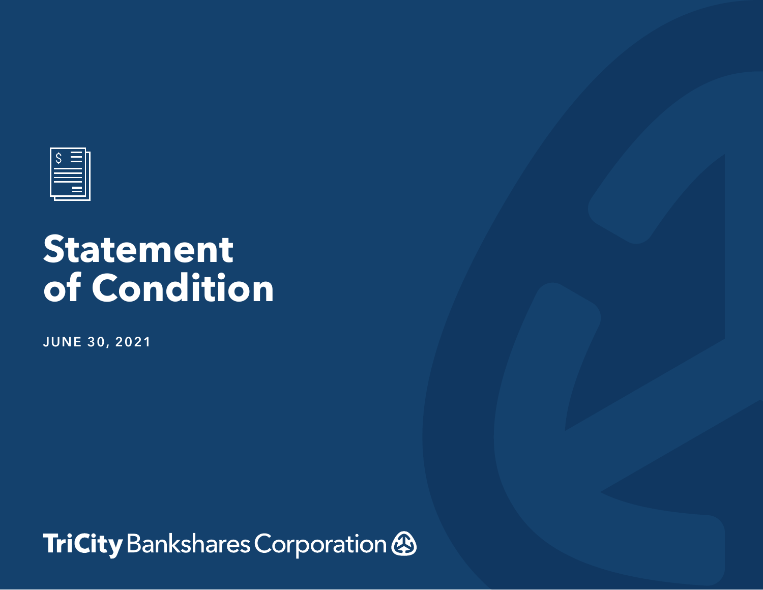# Statement of Condition

JUNE 30, 2021

TriCity Bankshares Corporation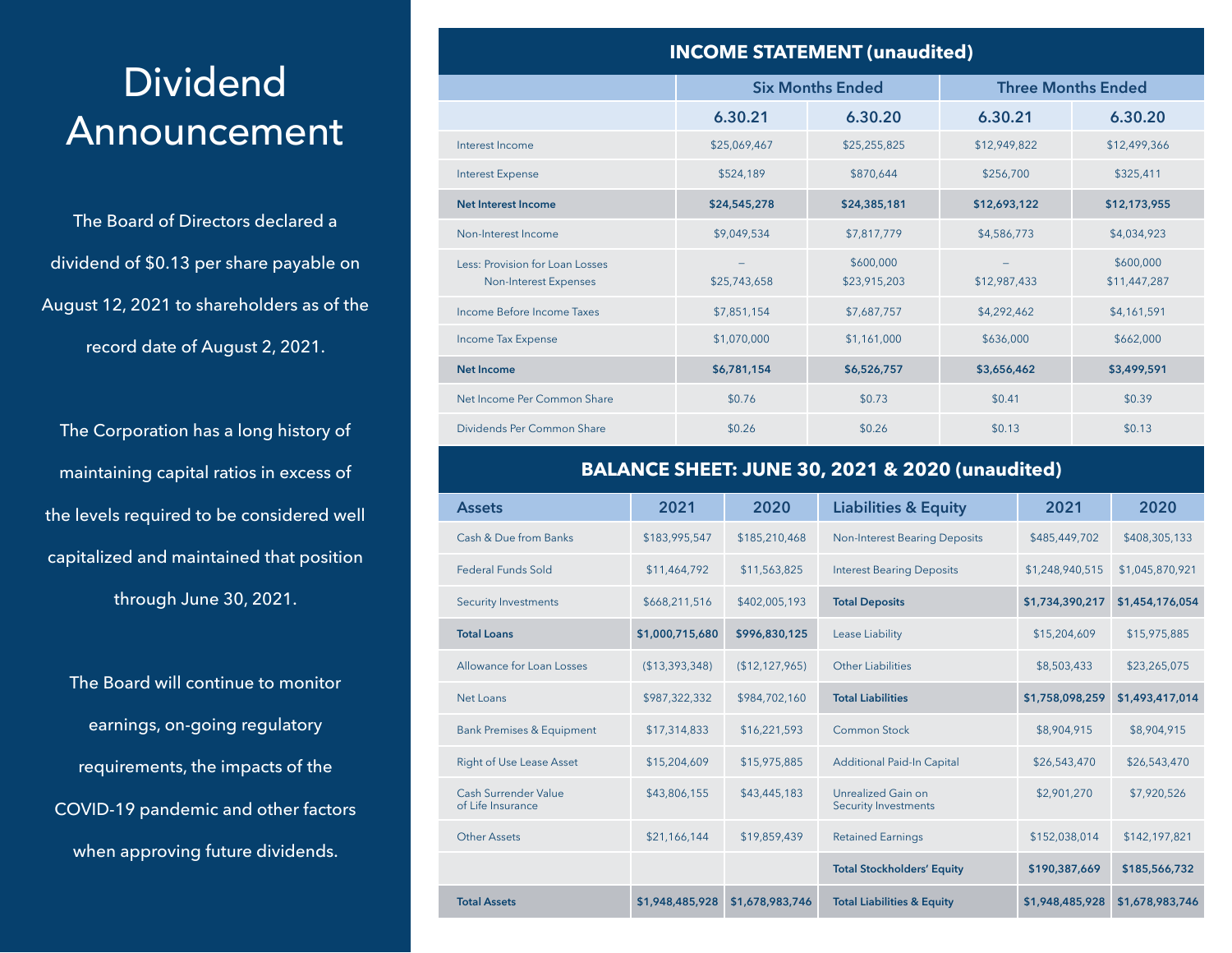# Dividend Announcement

The Board of Directors declared a dividend of $0.13 per share payable on August 12, 2021 to shareholders as of the record date of August 2, 2021.

The Corporation has a long history of maintaining capital ratios in excess of the levels required to be considered well capitalized and maintained that position through June 30, 2021.

The Board will continue to monitor earnings, on-going regulatory requirements, the impacts of the COVID-19 pandemic and other factors when approving future dividends.

## INCOME STATEMENT (unaudited)

| | Six Months Ended | | Three Months Ended | |
|---|---|---|---|---|
| | 6.30.21 | 6.30.20 | 6.30.21 | 6.30.20 |
| Interest Income | $25,069,467 | $25,255,825 | $12,949,822 | $12,499,366 |
| Interest Expense | $524,189 | $870,644 | $256,700 | $325,411 |
| **Net Interest Income** | **$24,545,278** | **$24,385,181** | **$12,693,122** | **$12,173,955** |
| Non-Interest Income | $9,049,534 | $7,817,779 | $4,586,773 | $4,034,923 |
| Less: Provision for Loan Losses | – | $600,000 | – | $600,000 |
| Non-Interest Expenses | $25,743,658 | $23,915,203 | $12,987,433 | $11,447,287 |
| Income Before Income Taxes | $7,851,154 | $7,687,757 | $4,292,462 | $4,161,591 |
| Income Tax Expense | $1,070,000 | $1,161,000 | $636,000 | $662,000 |
| **Net Income** | **$6,781,154** | **$6,526,757** | **$3,656,462** | **$3,499,591** |
| Net Income Per Common Share | $0.76 | $0.73 | $0.41 | $0.39 |
| Dividends Per Common Share | $0.26 | $0.26 | $0.13 | $0.13 |

## BALANCE SHEET: JUNE 30, 2021 & 2020 (unaudited)

| Assets | 2021 | 2020 | Liabilities & Equity | 2021 | 2020 |
|---|---|---|---|---|---|
| Cash & Due from Banks | $183,995,547 | $185,210,468 | Non-Interest Bearing Deposits | $485,449,702 | $408,305,133 |
| Federal Funds Sold | $11,464,792 | $11,563,825 | Interest Bearing Deposits | $1,248,940,515 | $1,045,870,921 |
| Security Investments | $668,211,516 | $402,005,193 | **Total Deposits** | **$1,734,390,217** | **$1,454,176,054** |
| **Total Loans** | **$1,000,715,680** | **$996,830,125** | Lease Liability | $15,204,609 | $15,975,885 |
| Allowance for Loan Losses | ($13,393,348) | ($12,127,965) | Other Liabilities | $8,503,433 | $23,265,075 |
| Net Loans | $987,322,332 | $984,702,160 | **Total Liabilities** | **$1,758,098,259** | **$1,493,417,014** |
| Bank Premises & Equipment | $17,314,833 | $16,221,593 | Common Stock | $8,904,915 | $8,904,915 |
| Right of Use Lease Asset | $15,204,609 | $15,975,885 | Additional Paid-In Capital | $26,543,470 | $26,543,470 |
| Cash Surrender Value of Life Insurance | $43,806,155 | $43,445,183 | Unrealized Gain on Security Investments | $2,901,270 | $7,920,526 |
| Other Assets | $21,166,144 | $19,859,439 | Retained Earnings | $152,038,014 | $142,197,821 |
| | | | **Total Stockholders' Equity** | **$190,387,669** | **$185,566,732** |
| **Total Assets** | **$1,948,485,928** | **$1,678,983,746** | **Total Liabilities & Equity** | **$1,948,485,928** | **$1,678,983,746** |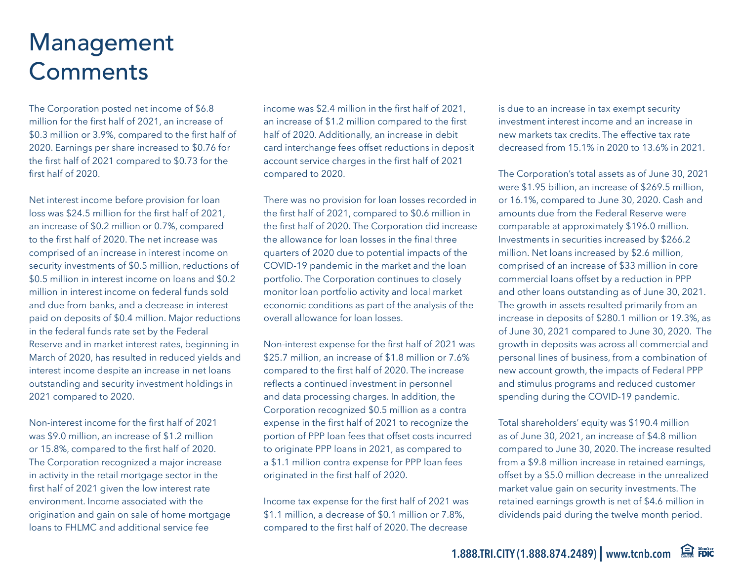# Management Comments

The Corporation posted net income of $6.8 million for the first half of 2021, an increase of $0.3 million or 3.9%, compared to the first half of 2020. Earnings per share increased to $0.76 for the first half of 2021 compared to $0.73 for the first half of 2020.

Net interest income before provision for loan loss was $24.5 million for the first half of 2021, an increase of $0.2 million or 0.7%, compared to the first half of 2020. The net increase was comprised of an increase in interest income on security investments of $0.5 million, reductions of $0.5 million in interest income on loans and $0.2 million in interest income on federal funds sold and due from banks, and a decrease in interest paid on deposits of $0.4 million. Major reductions in the federal funds rate set by the Federal Reserve and in market interest rates, beginning in March of 2020, has resulted in reduced yields and interest income despite an increase in net loans outstanding and security investment holdings in 2021 compared to 2020.

Non-interest income for the first half of 2021 was $9.0 million, an increase of $1.2 million or 15.8%, compared to the first half of 2020. The Corporation recognized a major increase in activity in the retail mortgage sector in the first half of 2021 given the low interest rate environment. Income associated with the origination and gain on sale of home mortgage loans to FHLMC and additional service fee income was $2.4 million in the first half of 2021, an increase of $1.2 million compared to the first half of 2020. Additionally, an increase in debit card interchange fees offset reductions in deposit account service charges in the first half of 2021 compared to 2020.

There was no provision for loan losses recorded in the first half of 2021, compared to $0.6 million in the first half of 2020. The Corporation did increase the allowance for loan losses in the final three quarters of 2020 due to potential impacts of the COVID-19 pandemic in the market and the loan portfolio. The Corporation continues to closely monitor loan portfolio activity and local market economic conditions as part of the analysis of the overall allowance for loan losses.

Non-interest expense for the first half of 2021 was $25.7 million, an increase of $1.8 million or 7.6% compared to the first half of 2020. The increase reflects a continued investment in personnel and data processing charges. In addition, the Corporation recognized $0.5 million as a contra expense in the first half of 2021 to recognize the portion of PPP loan fees that offset costs incurred to originate PPP loans in 2021, as compared to a $1.1 million contra expense for PPP loan fees originated in the first half of 2020.

Income tax expense for the first half of 2021 was $1.1 million, a decrease of $0.1 million or 7.8%, compared to the first half of 2020. The decrease is due to an increase in tax exempt security investment interest income and an increase in new markets tax credits. The effective tax rate decreased from 15.1% in 2020 to 13.6% in 2021.

The Corporation's total assets as of June 30, 2021 were $1.95 billion, an increase of $269.5 million, or 16.1%, compared to June 30, 2020. Cash and amounts due from the Federal Reserve were comparable at approximately $196.0 million. Investments in securities increased by $266.2 million. Net loans increased by $2.6 million, comprised of an increase of $33 million in core commercial loans offset by a reduction in PPP and other loans outstanding as of June 30, 2021. The growth in assets resulted primarily from an increase in deposits of $280.1 million or 19.3%, as of June 30, 2021 compared to June 30, 2020. The growth in deposits was across all commercial and personal lines of business, from a combination of new account growth, the impacts of Federal PPP and stimulus programs and reduced customer spending during the COVID-19 pandemic.

Total shareholders' equity was $190.4 million as of June 30, 2021, an increase of $4.8 million compared to June 30, 2020. The increase resulted from a $9.8 million increase in retained earnings, offset by a $5.0 million decrease in the unrealized market value gain on security investments. The retained earnings growth is net of $4.6 million in dividends paid during the twelve month period.

1.888.TRI.CITY (1.888.874.2489) | www.tcnb.com